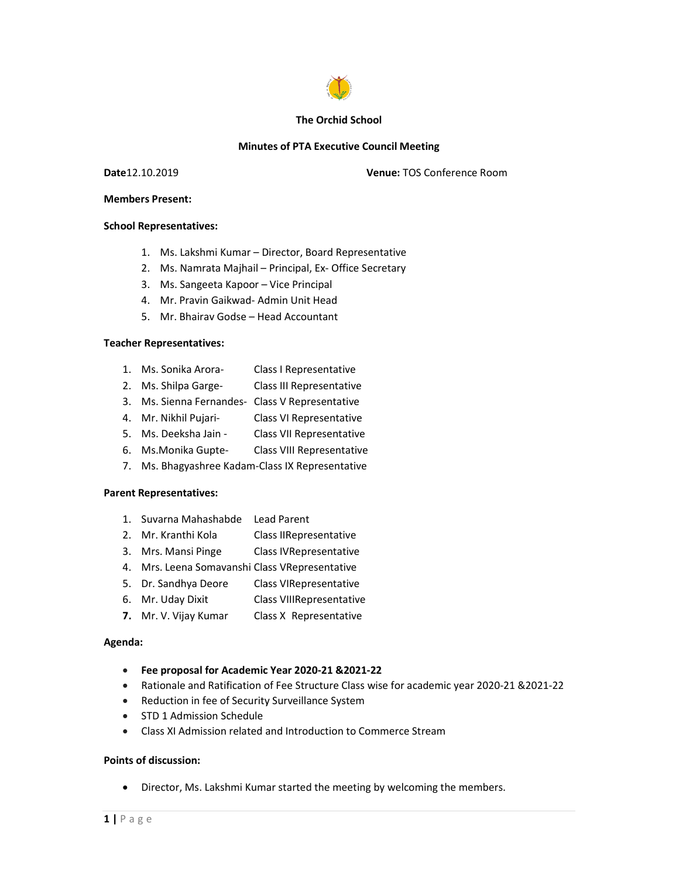**The Orchid School**

**Minutes of PTA Executive Council Meeting**

**Date**12.10.2019 **Venue:** TOS Conference Room

**Members Present:**

**School Representatives:**

1. Ms. Lakshmi Kumar – Director, Board Representative
2. Ms. Namrata Majhail – Principal, Ex- Office Secretary
3. Ms. Sangeeta Kapoor – Vice Principal
4. Mr. Pravin Gaikwad- Admin Unit Head
5. Mr. Bhairav Godse – Head Accountant

**Teacher Representatives:**

1. Ms. Sonika Arora- Class I Representative
2. Ms. Shilpa Garge- Class III Representative
3. Ms. Sienna Fernandes- Class V Representative
4. Mr. Nikhil Pujari- Class VI Representative
5. Ms. Deeksha Jain - Class VII Representative
6. Ms.Monika Gupte- Class VIII Representative
7. Ms. Bhagyashree Kadam-Class IX Representative

**Parent Representatives:**

1. Suvarna Mahashabde Lead Parent
2. Mr. Kranthi Kola Class IIRepresentative
3. Mrs. Mansi Pinge Class IVRepresentative
4. Mrs. Leena Somavanshi Class VRepresentative
5. Dr. Sandhya Deore Class VIRepresentative
6. Mr. Uday Dixit Class VIIIRepresentative
7. Mr. V. Vijay Kumar Class X Representative

**Agenda:**

- **Fee proposal for Academic Year 2020-21 &2021-22**
- Rationale and Ratification of Fee Structure Class wise for academic year 2020-21 &2021-22
- Reduction in fee of Security Surveillance System
- STD 1 Admission Schedule
- Class XI Admission related and Introduction to Commerce Stream

**Points of discussion:**

- Director, Ms. Lakshmi Kumar started the meeting by welcoming the members.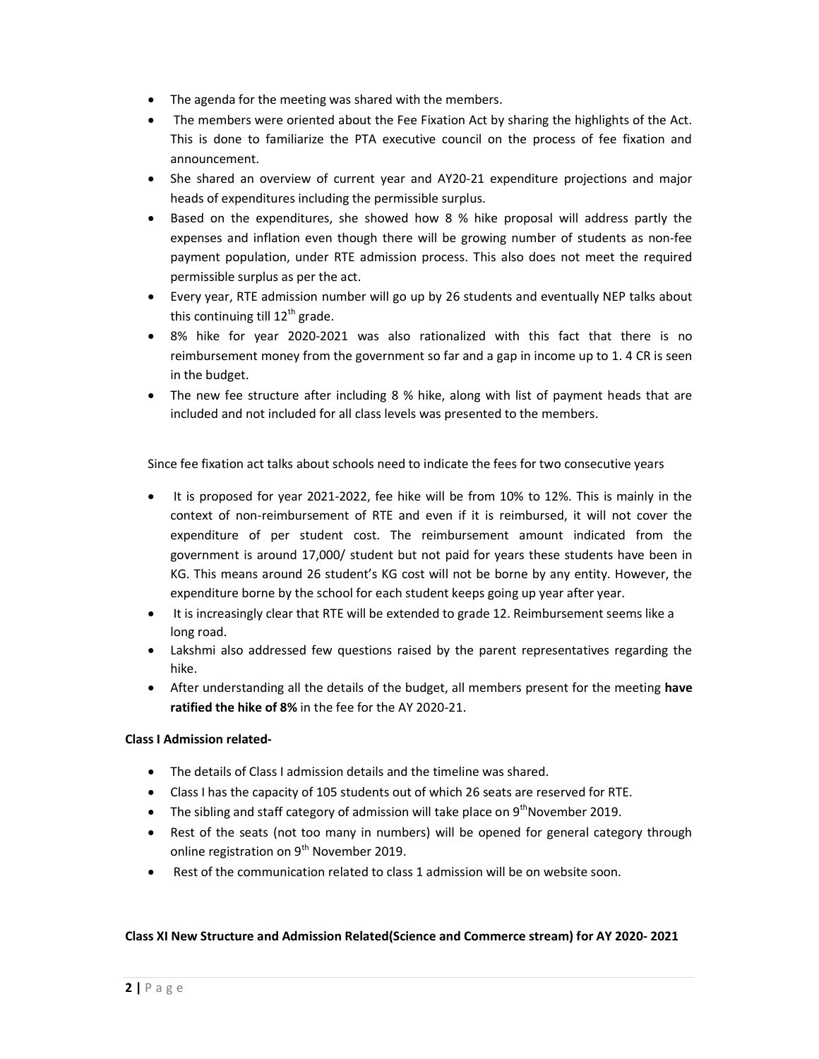- The agenda for the meeting was shared with the members.
- The members were oriented about the Fee Fixation Act by sharing the highlights of the Act. This is done to familiarize the PTA executive council on the process of fee fixation and announcement.
- She shared an overview of current year and AY20-21 expenditure projections and major heads of expenditures including the permissible surplus.
- Based on the expenditures, she showed how 8 % hike proposal will address partly the expenses and inflation even though there will be growing number of students as non-fee payment population, under RTE admission process. This also does not meet the required permissible surplus as per the act.
- Every year, RTE admission number will go up by 26 students and eventually NEP talks about this continuing till 12th grade.
- 8% hike for year 2020-2021 was also rationalized with this fact that there is no reimbursement money from the government so far and a gap in income up to 1. 4 CR is seen in the budget.
- The new fee structure after including 8 % hike, along with list of payment heads that are included and not included for all class levels was presented to the members.

Since fee fixation act talks about schools need to indicate the fees for two consecutive years

- It is proposed for year 2021-2022, fee hike will be from 10% to 12%. This is mainly in the context of non-reimbursement of RTE and even if it is reimbursed, it will not cover the expenditure of per student cost. The reimbursement amount indicated from the government is around 17,000/ student but not paid for years these students have been in KG. This means around 26 student's KG cost will not be borne by any entity. However, the expenditure borne by the school for each student keeps going up year after year.
- It is increasingly clear that RTE will be extended to grade 12. Reimbursement seems like a long road.
- Lakshmi also addressed few questions raised by the parent representatives regarding the hike.
- After understanding all the details of the budget, all members present for the meeting **have ratified the hike of 8%** in the fee for the AY 2020-21.

**Class I Admission related-**

- The details of Class I admission details and the timeline was shared.
- Class I has the capacity of 105 students out of which 26 seats are reserved for RTE.
- The sibling and staff category of admission will take place on 9th November 2019.
- Rest of the seats (not too many in numbers) will be opened for general category through online registration on 9th November 2019.
- Rest of the communication related to class 1 admission will be on website soon.

**Class XI New Structure and Admission Related(Science and Commerce stream) for AY 2020- 2021**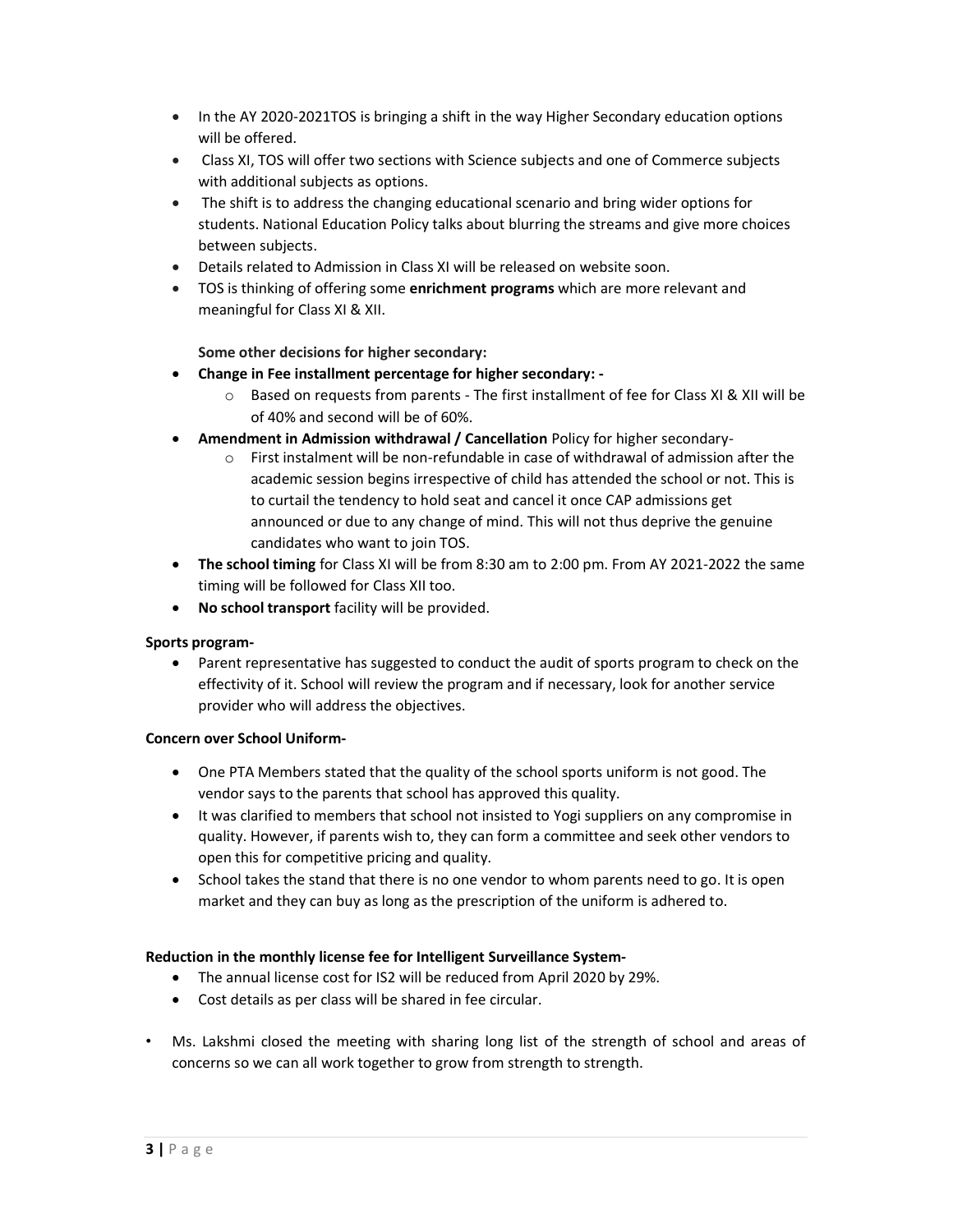- In the AY 2020-2021TOS is bringing a shift in the way Higher Secondary education options will be offered.
- Class XI, TOS will offer two sections with Science subjects and one of Commerce subjects with additional subjects as options.
- The shift is to address the changing educational scenario and bring wider options for students. National Education Policy talks about blurring the streams and give more choices between subjects.
- Details related to Admission in Class XI will be released on website soon.
- TOS is thinking of offering some **enrichment programs** which are more relevant and meaningful for Class XI & XII.

  **Some other decisions for higher secondary:**

- **Change in Fee installment percentage for higher secondary: -**
  - Based on requests from parents - The first installment of fee for Class XI & XII will be of 40% and second will be of 60%.
- **Amendment in Admission withdrawal / Cancellation** Policy for higher secondary-
  - First instalment will be non-refundable in case of withdrawal of admission after the academic session begins irrespective of child has attended the school or not. This is to curtail the tendency to hold seat and cancel it once CAP admissions get announced or due to any change of mind. This will not thus deprive the genuine candidates who want to join TOS.
- **The school timing** for Class XI will be from 8:30 am to 2:00 pm. From AY 2021-2022 the same timing will be followed for Class XII too.
- **No school transport** facility will be provided.

**Sports program-**

- Parent representative has suggested to conduct the audit of sports program to check on the effectivity of it. School will review the program and if necessary, look for another service provider who will address the objectives.

**Concern over School Uniform-**

- One PTA Members stated that the quality of the school sports uniform is not good. The vendor says to the parents that school has approved this quality.
- It was clarified to members that school not insisted to Yogi suppliers on any compromise in quality. However, if parents wish to, they can form a committee and seek other vendors to open this for competitive pricing and quality.
- School takes the stand that there is no one vendor to whom parents need to go. It is open market and they can buy as long as the prescription of the uniform is adhered to.

**Reduction in the monthly license fee for Intelligent Surveillance System-**

- The annual license cost for IS2 will be reduced from April 2020 by 29%.
- Cost details as per class will be shared in fee circular.

- Ms. Lakshmi closed the meeting with sharing long list of the strength of school and areas of concerns so we can all work together to grow from strength to strength.